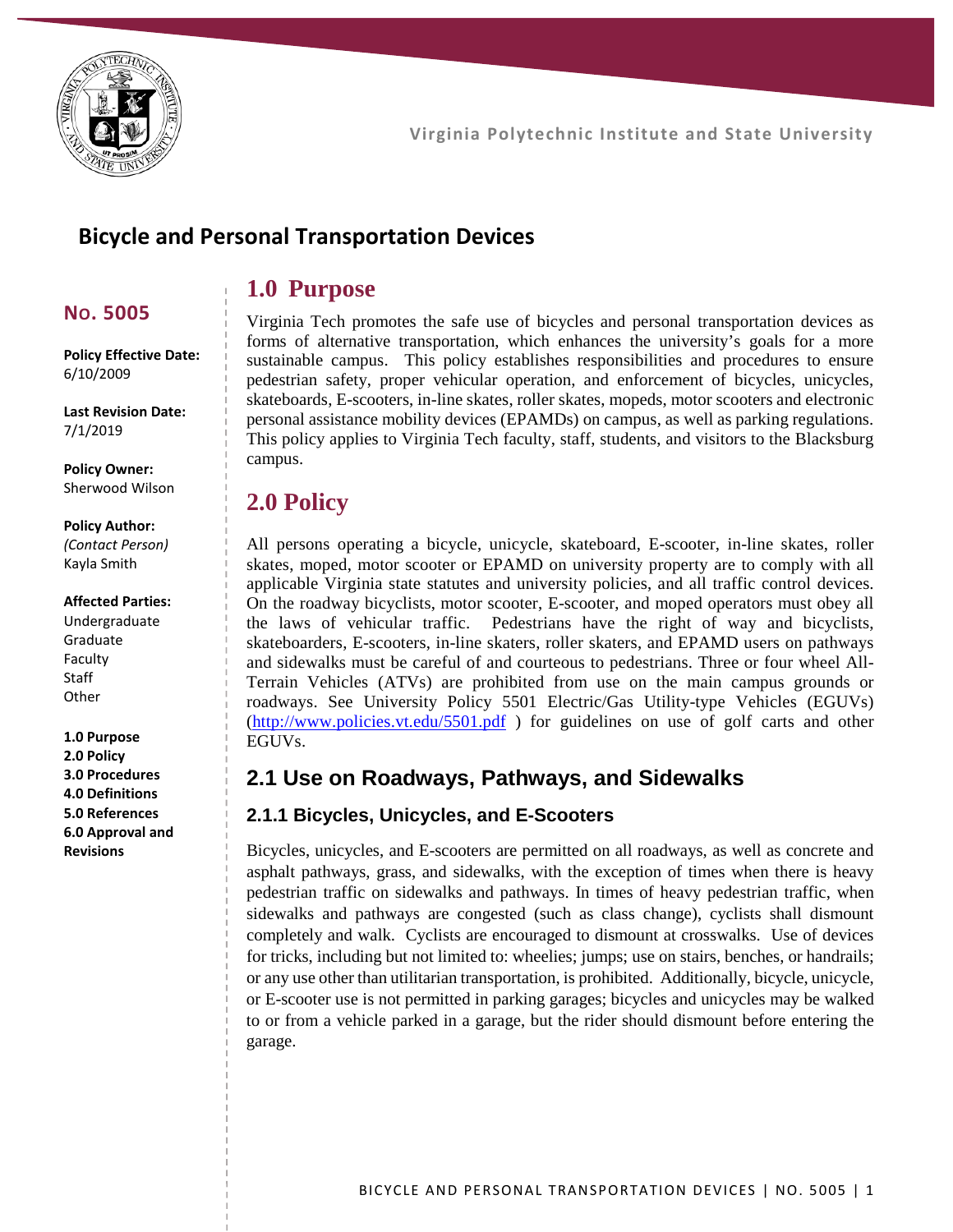Virginia Polytechnic Institute and State University

# Bicycle and Personal Transportation Devices

**No. 5005**

**Policy Effective Date:**
6/10/2009

**Last Revision Date:**
7/1/2019

**Policy Owner:**
Sherwood Wilson

**Policy Author:**
*(Contact Person)*
Kayla Smith

**Affected Parties:**
Undergraduate
Graduate
Faculty
Staff
Other

**1.0 Purpose**
**2.0 Policy**
**3.0 Procedures**
**4.0 Definitions**
**5.0 References**
**6.0 Approval and Revisions**

## 1.0 Purpose

Virginia Tech promotes the safe use of bicycles and personal transportation devices as forms of alternative transportation, which enhances the university's goals for a more sustainable campus. This policy establishes responsibilities and procedures to ensure pedestrian safety, proper vehicular operation, and enforcement of bicycles, unicycles, skateboards, E-scooters, in-line skates, roller skates, mopeds, motor scooters and electronic personal assistance mobility devices (EPAMDs) on campus, as well as parking regulations. This policy applies to Virginia Tech faculty, staff, students, and visitors to the Blacksburg campus.

## 2.0 Policy

All persons operating a bicycle, unicycle, skateboard, E-scooter, in-line skates, roller skates, moped, motor scooter or EPAMD on university property are to comply with all applicable Virginia state statutes and university policies, and all traffic control devices. On the roadway bicyclists, motor scooter, E-scooter, and moped operators must obey all the laws of vehicular traffic. Pedestrians have the right of way and bicyclists, skateboarders, E-scooters, in-line skaters, roller skaters, and EPAMD users on pathways and sidewalks must be careful of and courteous to pedestrians. Three or four wheel All-Terrain Vehicles (ATVs) are prohibited from use on the main campus grounds or roadways. See University Policy 5501 Electric/Gas Utility-type Vehicles (EGUVs) (http://www.policies.vt.edu/5501.pdf ) for guidelines on use of golf carts and other EGUVs.

### 2.1 Use on Roadways, Pathways, and Sidewalks

#### 2.1.1 Bicycles, Unicycles, and E-Scooters

Bicycles, unicycles, and E-scooters are permitted on all roadways, as well as concrete and asphalt pathways, grass, and sidewalks, with the exception of times when there is heavy pedestrian traffic on sidewalks and pathways. In times of heavy pedestrian traffic, when sidewalks and pathways are congested (such as class change), cyclists shall dismount completely and walk. Cyclists are encouraged to dismount at crosswalks. Use of devices for tricks, including but not limited to: wheelies; jumps; use on stairs, benches, or handrails; or any use other than utilitarian transportation, is prohibited. Additionally, bicycle, unicycle, or E-scooter use is not permitted in parking garages; bicycles and unicycles may be walked to or from a vehicle parked in a garage, but the rider should dismount before entering the garage.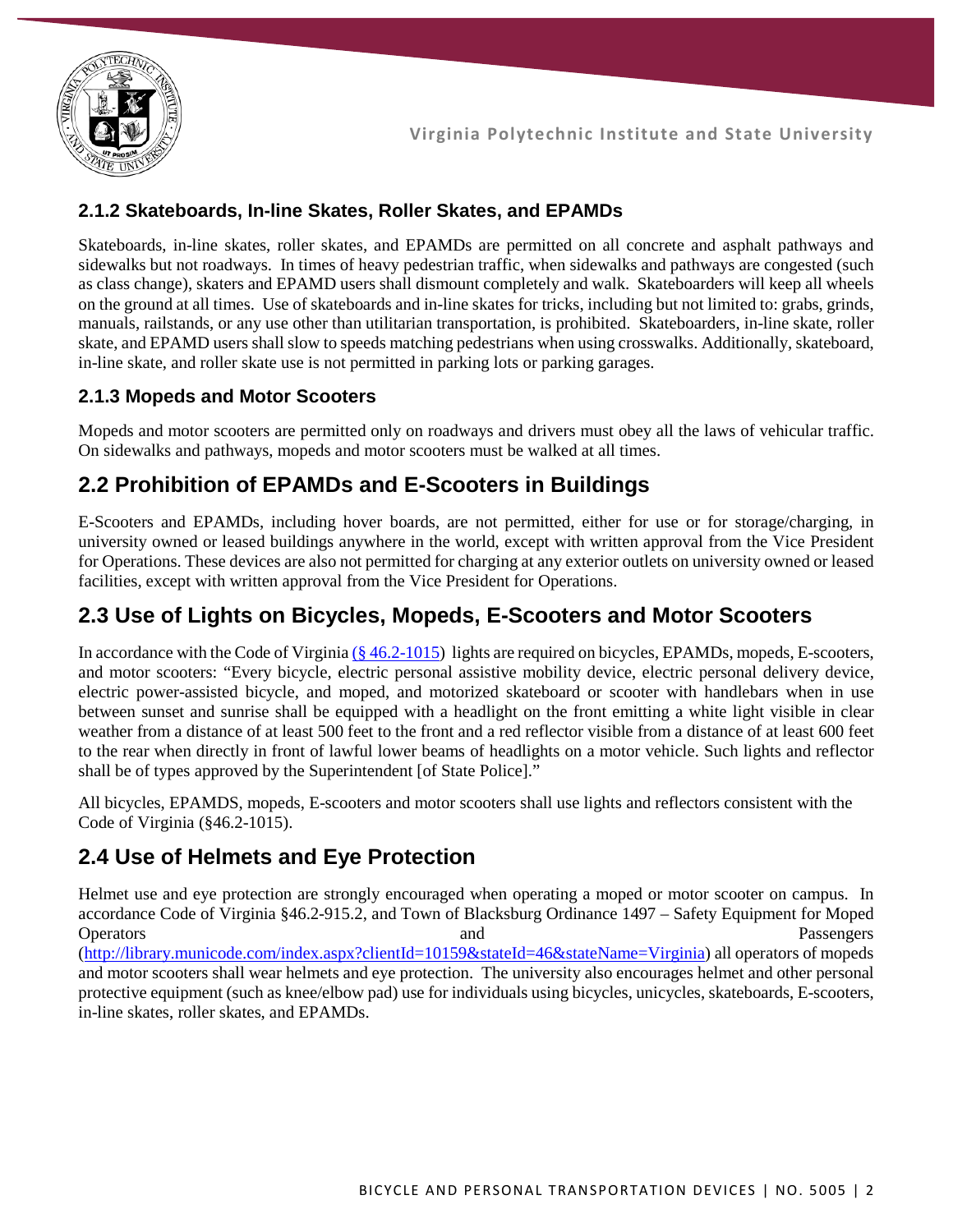### 2.1.2 Skateboards, In-line Skates, Roller Skates, and EPAMDs

Skateboards, in-line skates, roller skates, and EPAMDs are permitted on all concrete and asphalt pathways and sidewalks but not roadways. In times of heavy pedestrian traffic, when sidewalks and pathways are congested (such as class change), skaters and EPAMD users shall dismount completely and walk. Skateboarders will keep all wheels on the ground at all times. Use of skateboards and in-line skates for tricks, including but not limited to: grabs, grinds, manuals, railstands, or any use other than utilitarian transportation, is prohibited. Skateboarders, in-line skate, roller skate, and EPAMD users shall slow to speeds matching pedestrians when using crosswalks. Additionally, skateboard, in-line skate, and roller skate use is not permitted in parking lots or parking garages.

### 2.1.3 Mopeds and Motor Scooters

Mopeds and motor scooters are permitted only on roadways and drivers must obey all the laws of vehicular traffic. On sidewalks and pathways, mopeds and motor scooters must be walked at all times.

## 2.2 Prohibition of EPAMDs and E-Scooters in Buildings

E-Scooters and EPAMDs, including hover boards, are not permitted, either for use or for storage/charging, in university owned or leased buildings anywhere in the world, except with written approval from the Vice President for Operations. These devices are also not permitted for charging at any exterior outlets on university owned or leased facilities, except with written approval from the Vice President for Operations.

## 2.3 Use of Lights on Bicycles, Mopeds, E-Scooters and Motor Scooters

In accordance with the Code of Virginia (§ 46.2-1015) lights are required on bicycles, EPAMDs, mopeds, E-scooters, and motor scooters: "Every bicycle, electric personal assistive mobility device, electric personal delivery device, electric power-assisted bicycle, and moped, and motorized skateboard or scooter with handlebars when in use between sunset and sunrise shall be equipped with a headlight on the front emitting a white light visible in clear weather from a distance of at least 500 feet to the front and a red reflector visible from a distance of at least 600 feet to the rear when directly in front of lawful lower beams of headlights on a motor vehicle. Such lights and reflector shall be of types approved by the Superintendent [of State Police]."

All bicycles, EPAMDS, mopeds, E-scooters and motor scooters shall use lights and reflectors consistent with the Code of Virginia (§46.2-1015).

## 2.4 Use of Helmets and Eye Protection

Helmet use and eye protection are strongly encouraged when operating a moped or motor scooter on campus. In accordance Code of Virginia §46.2-915.2, and Town of Blacksburg Ordinance 1497 – Safety Equipment for Moped Operators and Passengers (http://library.municode.com/index.aspx?clientId=10159&stateId=46&stateName=Virginia) all operators of mopeds and motor scooters shall wear helmets and eye protection. The university also encourages helmet and other personal protective equipment (such as knee/elbow pad) use for individuals using bicycles, unicycles, skateboards, E-scooters, in-line skates, roller skates, and EPAMDs.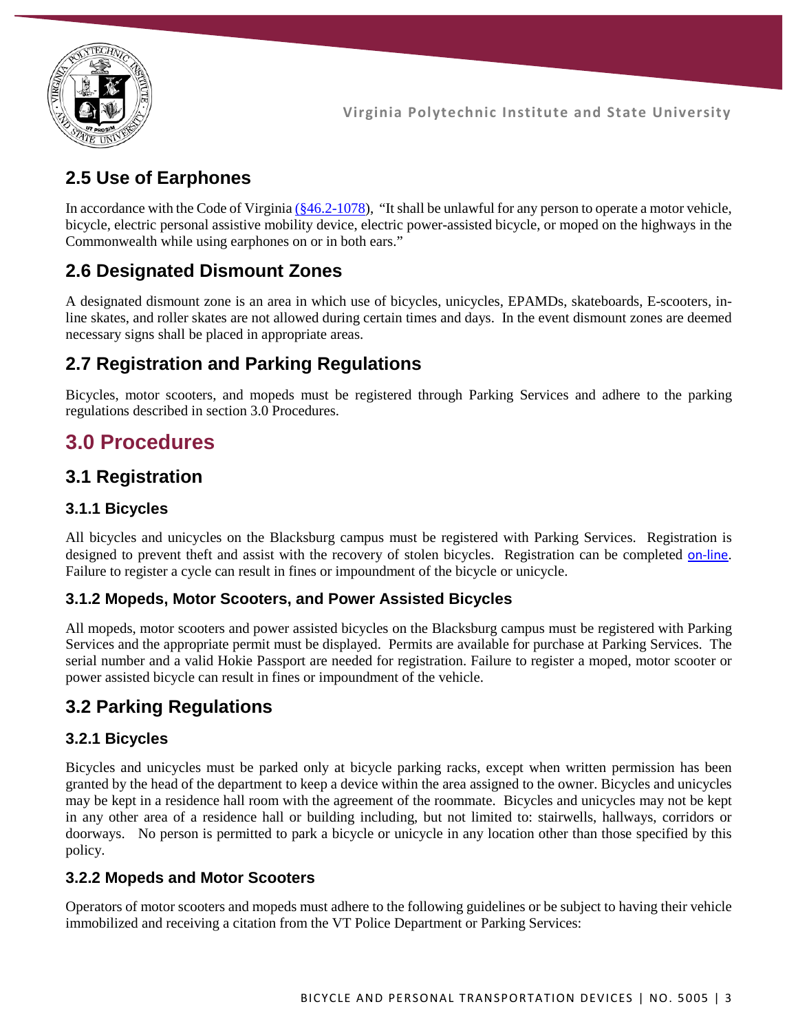## 2.5 Use of Earphones

In accordance with the Code of Virginia (§46.2-1078), "It shall be unlawful for any person to operate a motor vehicle, bicycle, electric personal assistive mobility device, electric power-assisted bicycle, or moped on the highways in the Commonwealth while using earphones on or in both ears."

## 2.6 Designated Dismount Zones

A designated dismount zone is an area in which use of bicycles, unicycles, EPAMDs, skateboards, E-scooters, in-line skates, and roller skates are not allowed during certain times and days. In the event dismount zones are deemed necessary signs shall be placed in appropriate areas.

## 2.7 Registration and Parking Regulations

Bicycles, motor scooters, and mopeds must be registered through Parking Services and adhere to the parking regulations described in section 3.0 Procedures.

# 3.0 Procedures

## 3.1 Registration

### 3.1.1 Bicycles

All bicycles and unicycles on the Blacksburg campus must be registered with Parking Services. Registration is designed to prevent theft and assist with the recovery of stolen bicycles. Registration can be completed on-line. Failure to register a cycle can result in fines or impoundment of the bicycle or unicycle.

### 3.1.2 Mopeds, Motor Scooters, and Power Assisted Bicycles

All mopeds, motor scooters and power assisted bicycles on the Blacksburg campus must be registered with Parking Services and the appropriate permit must be displayed. Permits are available for purchase at Parking Services. The serial number and a valid Hokie Passport are needed for registration. Failure to register a moped, motor scooter or power assisted bicycle can result in fines or impoundment of the vehicle.

## 3.2 Parking Regulations

### 3.2.1 Bicycles

Bicycles and unicycles must be parked only at bicycle parking racks, except when written permission has been granted by the head of the department to keep a device within the area assigned to the owner. Bicycles and unicycles may be kept in a residence hall room with the agreement of the roommate. Bicycles and unicycles may not be kept in any other area of a residence hall or building including, but not limited to: stairwells, hallways, corridors or doorways. No person is permitted to park a bicycle or unicycle in any location other than those specified by this policy.

### 3.2.2 Mopeds and Motor Scooters

Operators of motor scooters and mopeds must adhere to the following guidelines or be subject to having their vehicle immobilized and receiving a citation from the VT Police Department or Parking Services: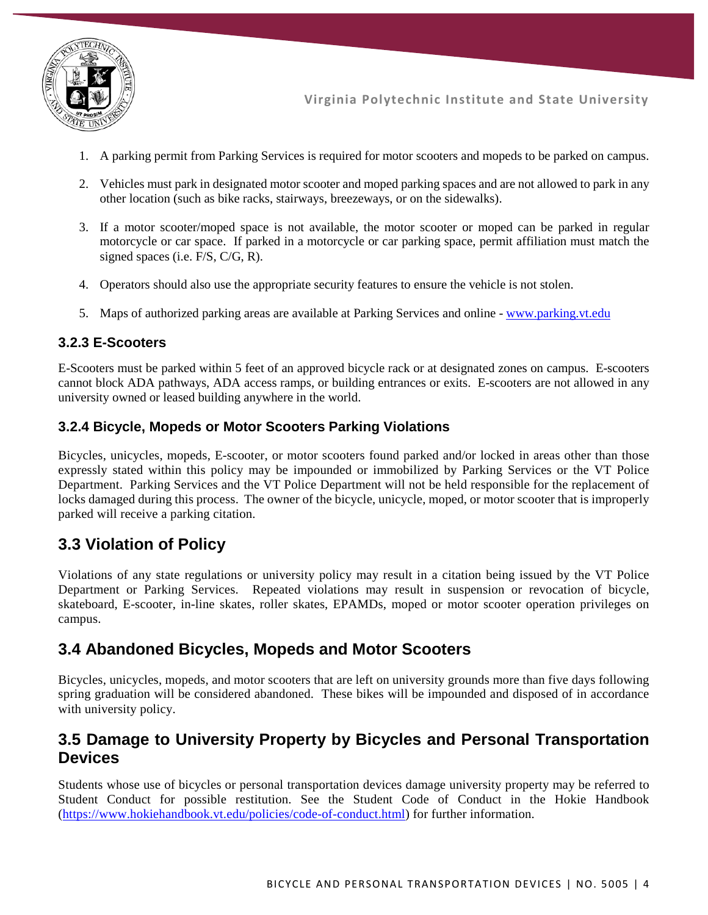1. A parking permit from Parking Services is required for motor scooters and mopeds to be parked on campus.

2. Vehicles must park in designated motor scooter and moped parking spaces and are not allowed to park in any other location (such as bike racks, stairways, breezeways, or on the sidewalks).

3. If a motor scooter/moped space is not available, the motor scooter or moped can be parked in regular motorcycle or car space. If parked in a motorcycle or car parking space, permit affiliation must match the signed spaces (i.e. F/S, C/G, R).

4. Operators should also use the appropriate security features to ensure the vehicle is not stolen.

5. Maps of authorized parking areas are available at Parking Services and online - [www.parking.vt.edu](www.parking.vt.edu)

### 3.2.3 E-Scooters

E-Scooters must be parked within 5 feet of an approved bicycle rack or at designated zones on campus. E-scooters cannot block ADA pathways, ADA access ramps, or building entrances or exits. E-scooters are not allowed in any university owned or leased building anywhere in the world.

### 3.2.4 Bicycle, Mopeds or Motor Scooters Parking Violations

Bicycles, unicycles, mopeds, E-scooter, or motor scooters found parked and/or locked in areas other than those expressly stated within this policy may be impounded or immobilized by Parking Services or the VT Police Department. Parking Services and the VT Police Department will not be held responsible for the replacement of locks damaged during this process. The owner of the bicycle, unicycle, moped, or motor scooter that is improperly parked will receive a parking citation.

## 3.3 Violation of Policy

Violations of any state regulations or university policy may result in a citation being issued by the VT Police Department or Parking Services. Repeated violations may result in suspension or revocation of bicycle, skateboard, E-scooter, in-line skates, roller skates, EPAMDs, moped or motor scooter operation privileges on campus.

## 3.4 Abandoned Bicycles, Mopeds and Motor Scooters

Bicycles, unicycles, mopeds, and motor scooters that are left on university grounds more than five days following spring graduation will be considered abandoned. These bikes will be impounded and disposed of in accordance with university policy.

## 3.5 Damage to University Property by Bicycles and Personal Transportation Devices

Students whose use of bicycles or personal transportation devices damage university property may be referred to Student Conduct for possible restitution. See the Student Code of Conduct in the Hokie Handbook ([https://www.hokiehandbook.vt.edu/policies/code-of-conduct.html](https://www.hokiehandbook.vt.edu/policies/code-of-conduct.html)) for further information.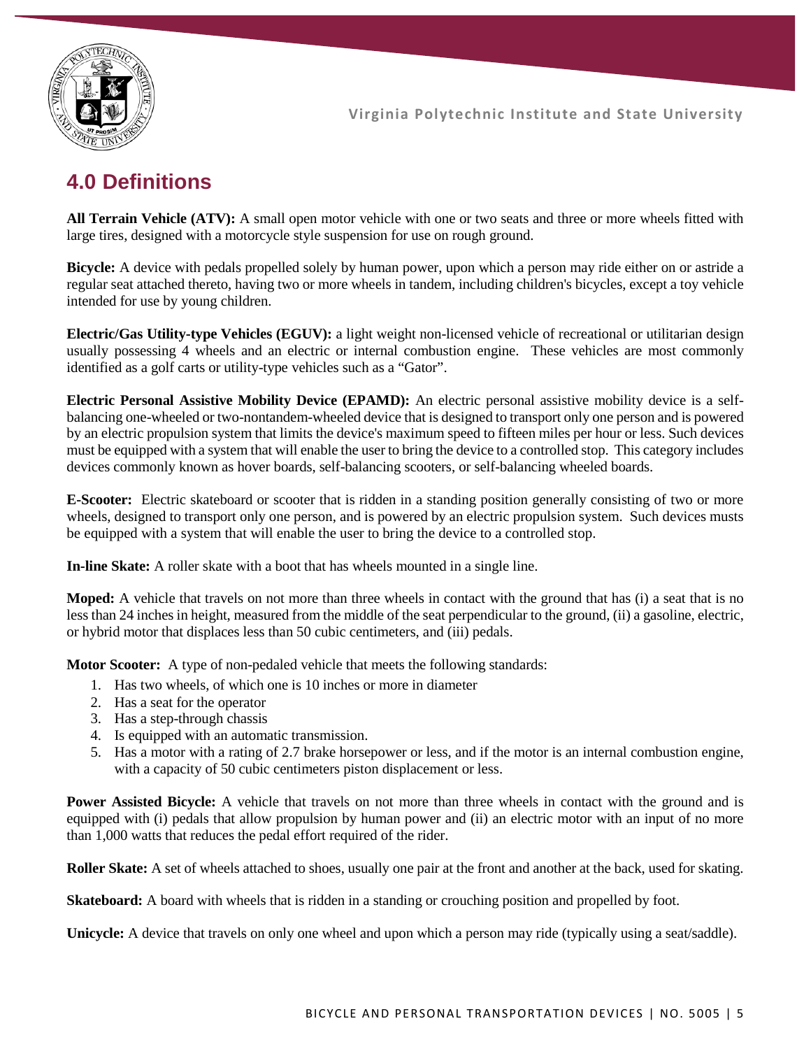## 4.0 Definitions

**All Terrain Vehicle (ATV):** A small open motor vehicle with one or two seats and three or more wheels fitted with large tires, designed with a motorcycle style suspension for use on rough ground.

**Bicycle:** A device with pedals propelled solely by human power, upon which a person may ride either on or astride a regular seat attached thereto, having two or more wheels in tandem, including children's bicycles, except a toy vehicle intended for use by young children.

**Electric/Gas Utility-type Vehicles (EGUV):** a light weight non-licensed vehicle of recreational or utilitarian design usually possessing 4 wheels and an electric or internal combustion engine. These vehicles are most commonly identified as a golf carts or utility-type vehicles such as a "Gator".

**Electric Personal Assistive Mobility Device (EPAMD):** An electric personal assistive mobility device is a self-balancing one-wheeled or two-nontandem-wheeled device that is designed to transport only one person and is powered by an electric propulsion system that limits the device's maximum speed to fifteen miles per hour or less. Such devices must be equipped with a system that will enable the user to bring the device to a controlled stop. This category includes devices commonly known as hover boards, self-balancing scooters, or self-balancing wheeled boards.

**E-Scooter:** Electric skateboard or scooter that is ridden in a standing position generally consisting of two or more wheels, designed to transport only one person, and is powered by an electric propulsion system. Such devices musts be equipped with a system that will enable the user to bring the device to a controlled stop.

**In-line Skate:** A roller skate with a boot that has wheels mounted in a single line.

**Moped:** A vehicle that travels on not more than three wheels in contact with the ground that has (i) a seat that is no less than 24 inches in height, measured from the middle of the seat perpendicular to the ground, (ii) a gasoline, electric, or hybrid motor that displaces less than 50 cubic centimeters, and (iii) pedals.

**Motor Scooter:** A type of non-pedaled vehicle that meets the following standards:

1. Has two wheels, of which one is 10 inches or more in diameter
2. Has a seat for the operator
3. Has a step-through chassis
4. Is equipped with an automatic transmission.
5. Has a motor with a rating of 2.7 brake horsepower or less, and if the motor is an internal combustion engine, with a capacity of 50 cubic centimeters piston displacement or less.

**Power Assisted Bicycle:** A vehicle that travels on not more than three wheels in contact with the ground and is equipped with (i) pedals that allow propulsion by human power and (ii) an electric motor with an input of no more than 1,000 watts that reduces the pedal effort required of the rider.

**Roller Skate:** A set of wheels attached to shoes, usually one pair at the front and another at the back, used for skating.

**Skateboard:** A board with wheels that is ridden in a standing or crouching position and propelled by foot.

**Unicycle:** A device that travels on only one wheel and upon which a person may ride (typically using a seat/saddle).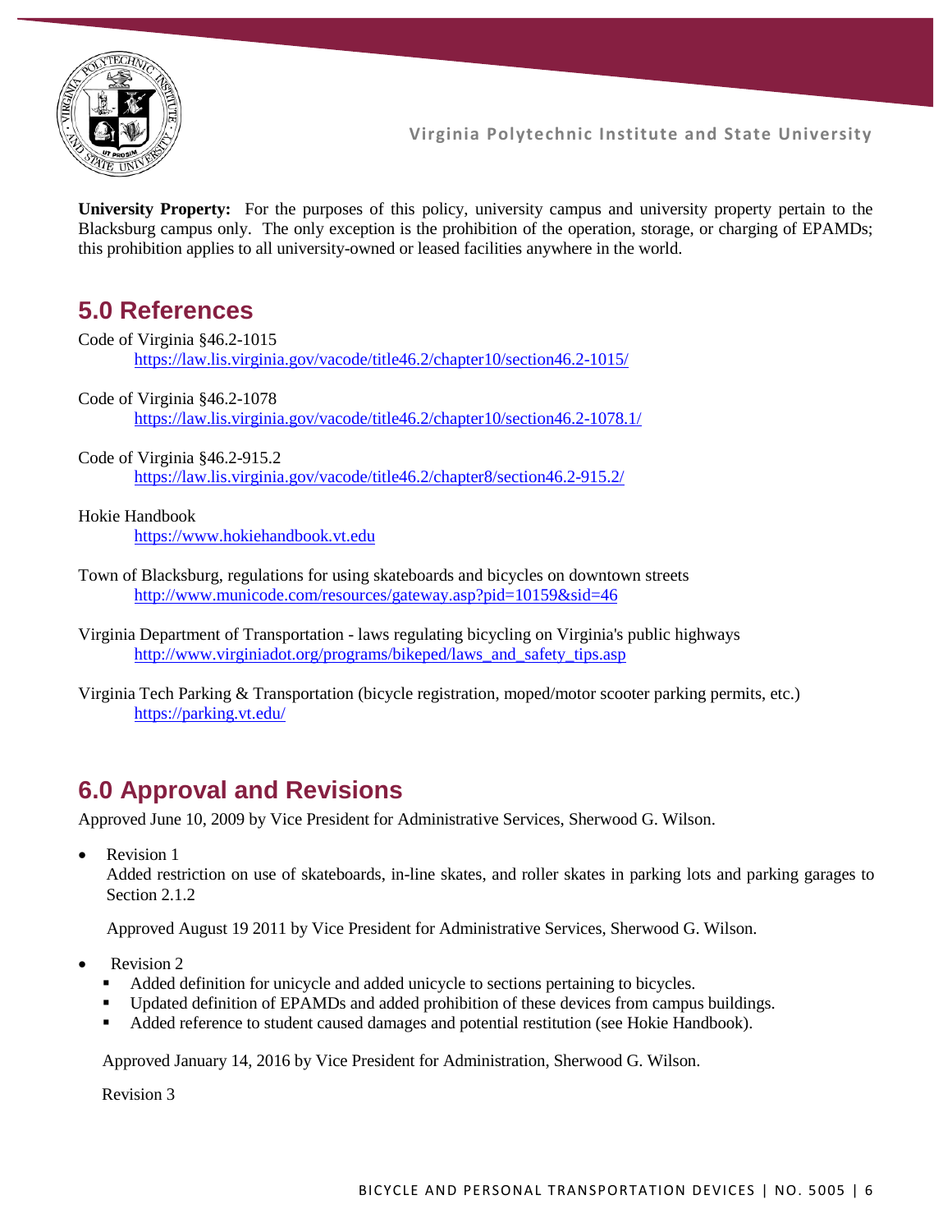**University Property:** For the purposes of this policy, university campus and university property pertain to the Blacksburg campus only. The only exception is the prohibition of the operation, storage, or charging of EPAMDs; this prohibition applies to all university-owned or leased facilities anywhere in the world.

## 5.0 References

Code of Virginia §46.2-1015
https://law.lis.virginia.gov/vacode/title46.2/chapter10/section46.2-1015/

Code of Virginia §46.2-1078
https://law.lis.virginia.gov/vacode/title46.2/chapter10/section46.2-1078.1/

Code of Virginia §46.2-915.2
https://law.lis.virginia.gov/vacode/title46.2/chapter8/section46.2-915.2/

Hokie Handbook
https://www.hokiehandbook.vt.edu

Town of Blacksburg, regulations for using skateboards and bicycles on downtown streets
http://www.municode.com/resources/gateway.asp?pid=10159&sid=46

Virginia Department of Transportation - laws regulating bicycling on Virginia's public highways
http://www.virginiadot.org/programs/bikeped/laws_and_safety_tips.asp

Virginia Tech Parking & Transportation (bicycle registration, moped/motor scooter parking permits, etc.)
https://parking.vt.edu/

## 6.0 Approval and Revisions

Approved June 10, 2009 by Vice President for Administrative Services, Sherwood G. Wilson.

- Revision 1
  Added restriction on use of skateboards, in-line skates, and roller skates in parking lots and parking garages to Section 2.1.2

  Approved August 19 2011 by Vice President for Administrative Services, Sherwood G. Wilson.

- Revision 2
  - Added definition for unicycle and added unicycle to sections pertaining to bicycles.
  - Updated definition of EPAMDs and added prohibition of these devices from campus buildings.
  - Added reference to student caused damages and potential restitution (see Hokie Handbook).

  Approved January 14, 2016 by Vice President for Administration, Sherwood G. Wilson.

  Revision 3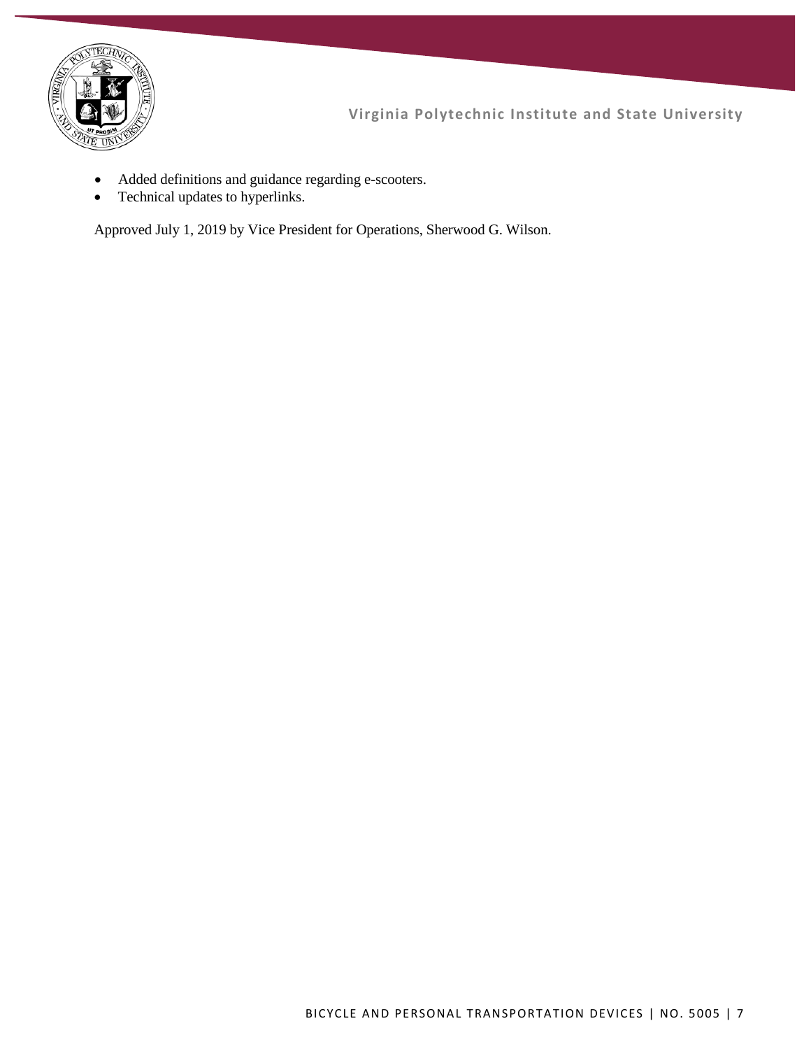- Added definitions and guidance regarding e-scooters.
- Technical updates to hyperlinks.

Approved July 1, 2019 by Vice President for Operations, Sherwood G. Wilson.